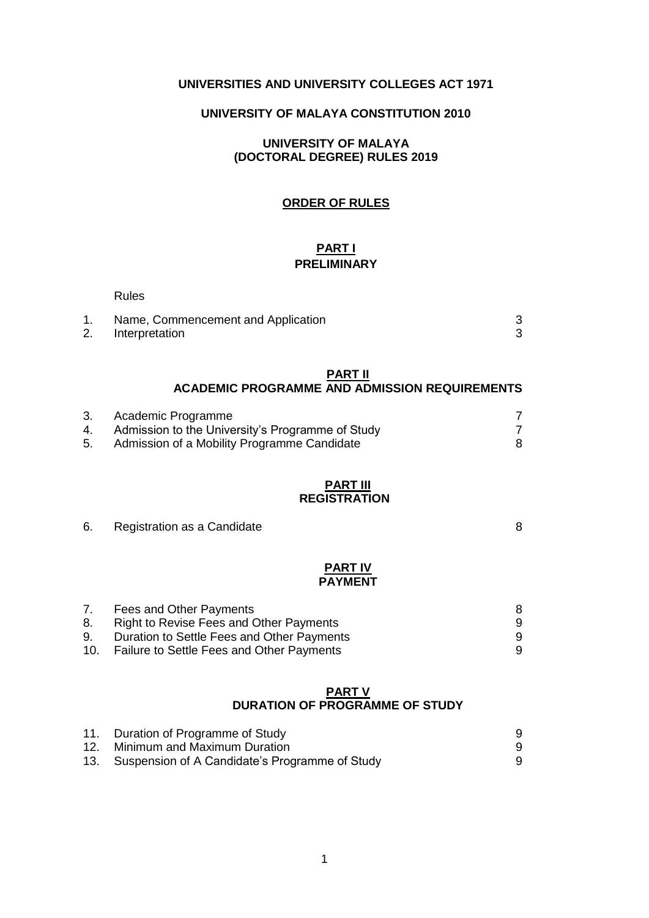**UNIVERSITIES AND UNIVERSITY COLLEGES ACT 1971**

**UNIVERSITY OF MALAYA CONSTITUTION 2010**

**UNIVERSITY OF MALAYA (DOCTORAL DEGREE) RULES 2019**

**ORDER OF RULES**

## PART I
## PRELIMINARY

Rules

| | | |
|---|---|---|
| 1. | Name, Commencement and Application | 3 |
| 2. | Interpretation | 3 |

## PART II
## ACADEMIC PROGRAMME AND ADMISSION REQUIREMENTS

| | | |
|---|---|---|
| 3. | Academic Programme | 7 |
| 4. | Admission to the University's Programme of Study | 7 |
| 5. | Admission of a Mobility Programme Candidate | 8 |

## PART III
## REGISTRATION

| | | |
|---|---|---|
| 6. | Registration as a Candidate | 8 |

## PART IV
## PAYMENT

| | | |
|---|---|---|
| 7. | Fees and Other Payments | 8 |
| 8. | Right to Revise Fees and Other Payments | 9 |
| 9. | Duration to Settle Fees and Other Payments | 9 |
| 10. | Failure to Settle Fees and Other Payments | 9 |

## PART V
## DURATION OF PROGRAMME OF STUDY

| | | |
|---|---|---|
| 11. | Duration of Programme of Study | 9 |
| 12. | Minimum and Maximum Duration | 9 |
| 13. | Suspension of A Candidate's Programme of Study | 9 |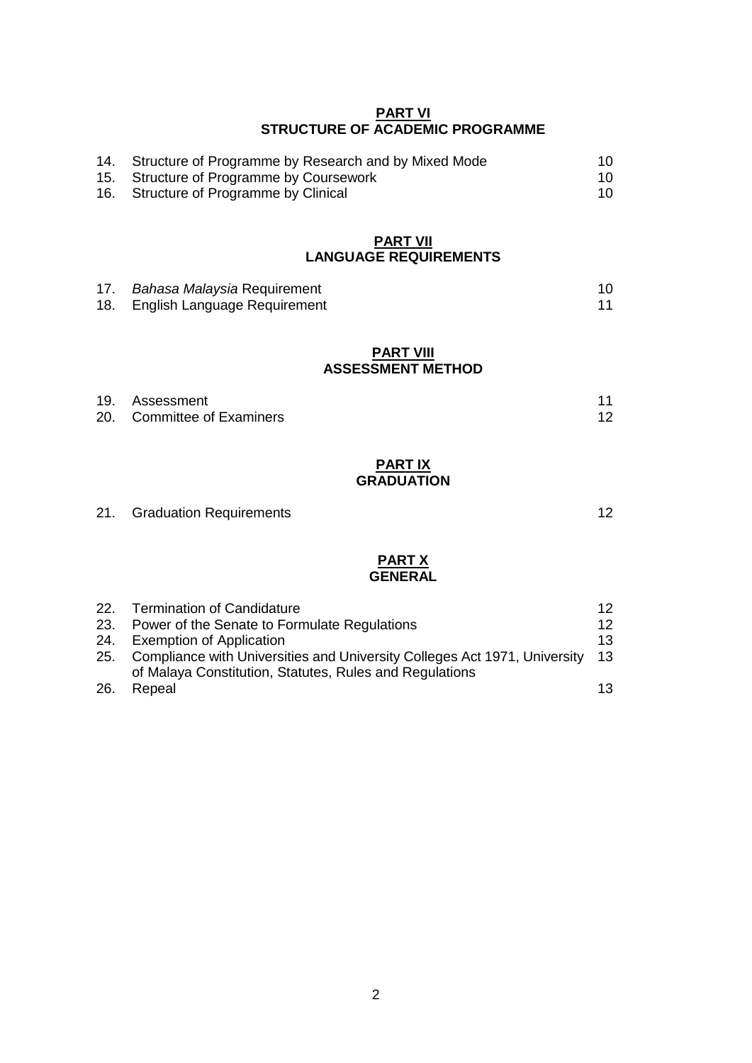## PART VI
## STRUCTURE OF ACADEMIC PROGRAMME

| | | |
|---|---|---|
| 14. | Structure of Programme by Research and by Mixed Mode | 10 |
| 15. | Structure of Programme by Coursework | 10 |
| 16. | Structure of Programme by Clinical | 10 |

## PART VII
## LANGUAGE REQUIREMENTS

| | | |
|---|---|---|
| 17. | *Bahasa Malaysia* Requirement | 10 |
| 18. | English Language Requirement | 11 |

## PART VIII
## ASSESSMENT METHOD

| | | |
|---|---|---|
| 19. | Assessment | 11 |
| 20. | Committee of Examiners | 12 |

## PART IX
## GRADUATION

| | | |
|---|---|---|
| 21. | Graduation Requirements | 12 |

## PART X
## GENERAL

| | | |
|---|---|---|
| 22. | Termination of Candidature | 12 |
| 23. | Power of the Senate to Formulate Regulations | 12 |
| 24. | Exemption of Application | 13 |
| 25. | Compliance with Universities and University Colleges Act 1971, University of Malaya Constitution, Statutes, Rules and Regulations | 13 |
| 26. | Repeal | 13 |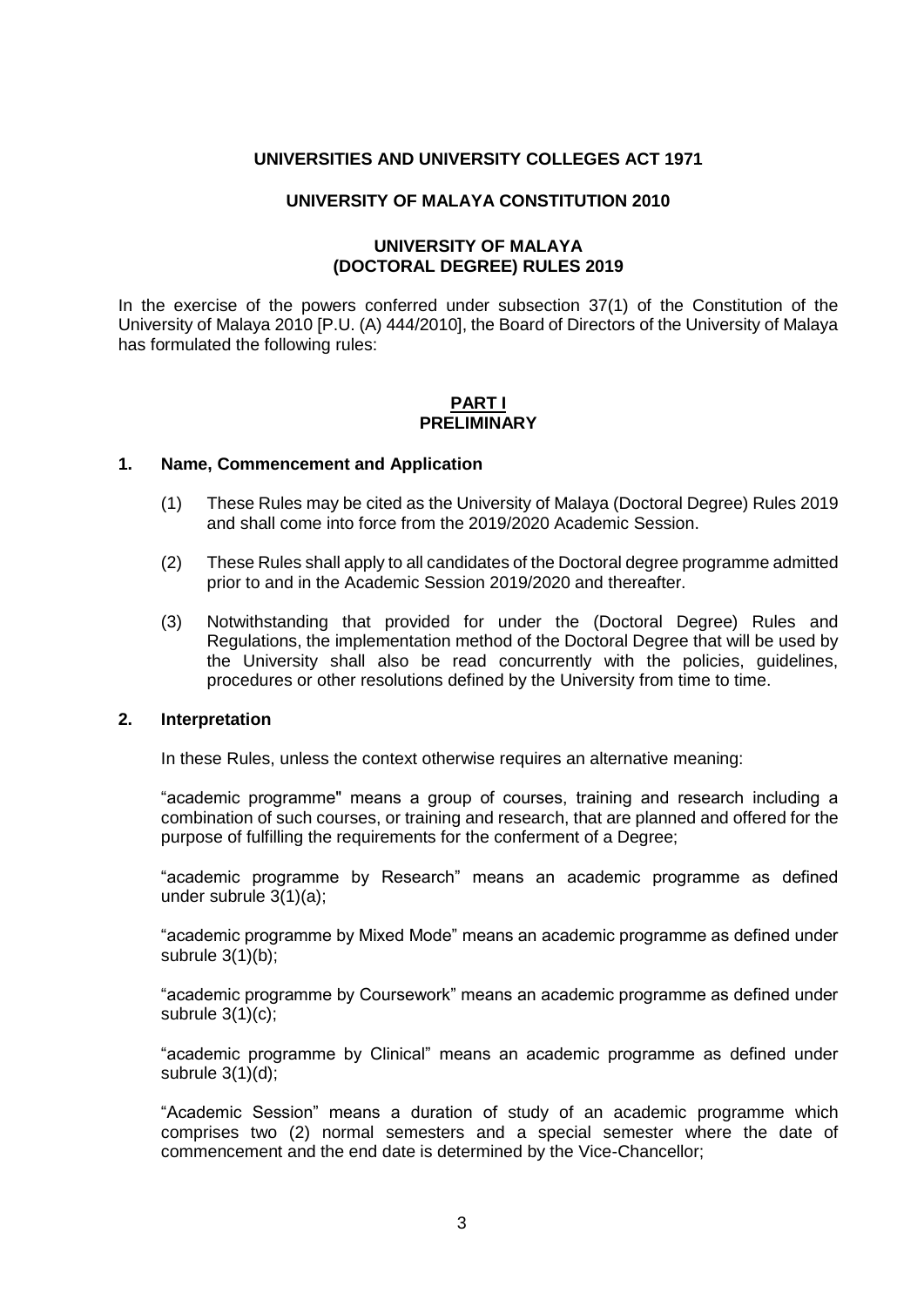**UNIVERSITIES AND UNIVERSITY COLLEGES ACT 1971**

**UNIVERSITY OF MALAYA CONSTITUTION 2010**

**UNIVERSITY OF MALAYA (DOCTORAL DEGREE) RULES 2019**

In the exercise of the powers conferred under subsection 37(1) of the Constitution of the University of Malaya 2010 [P.U. (A) 444/2010], the Board of Directors of the University of Malaya has formulated the following rules:

# PART I
# PRELIMINARY

## 1. Name, Commencement and Application

(1) These Rules may be cited as the University of Malaya (Doctoral Degree) Rules 2019 and shall come into force from the 2019/2020 Academic Session.

(2) These Rules shall apply to all candidates of the Doctoral degree programme admitted prior to and in the Academic Session 2019/2020 and thereafter.

(3) Notwithstanding that provided for under the (Doctoral Degree) Rules and Regulations, the implementation method of the Doctoral Degree that will be used by the University shall also be read concurrently with the policies, guidelines, procedures or other resolutions defined by the University from time to time.

## 2. Interpretation

In these Rules, unless the context otherwise requires an alternative meaning:

"academic programme" means a group of courses, training and research including a combination of such courses, or training and research, that are planned and offered for the purpose of fulfilling the requirements for the conferment of a Degree;

"academic programme by Research" means an academic programme as defined under subrule 3(1)(a);

"academic programme by Mixed Mode" means an academic programme as defined under subrule 3(1)(b);

"academic programme by Coursework" means an academic programme as defined under subrule 3(1)(c);

"academic programme by Clinical" means an academic programme as defined under subrule 3(1)(d);

"Academic Session" means a duration of study of an academic programme which comprises two (2) normal semesters and a special semester where the date of commencement and the end date is determined by the Vice-Chancellor;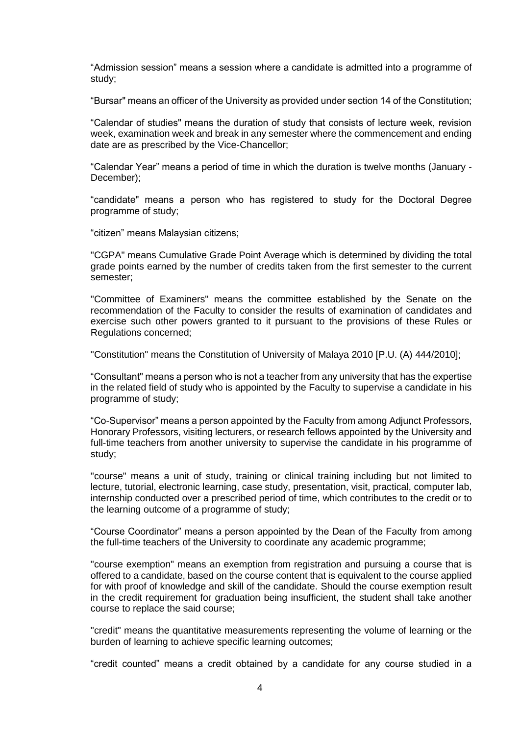“Admission session” means a session where a candidate is admitted into a programme of study;

“Bursar" means an officer of the University as provided under section 14 of the Constitution;

“Calendar of studies" means the duration of study that consists of lecture week, revision week, examination week and break in any semester where the commencement and ending date are as prescribed by the Vice-Chancellor;

“Calendar Year” means a period of time in which the duration is twelve months (January - December);

“candidate" means a person who has registered to study for the Doctoral Degree programme of study;

“citizen” means Malaysian citizens;

"CGPA" means Cumulative Grade Point Average which is determined by dividing the total grade points earned by the number of credits taken from the first semester to the current semester;

"Committee of Examiners" means the committee established by the Senate on the recommendation of the Faculty to consider the results of examination of candidates and exercise such other powers granted to it pursuant to the provisions of these Rules or Regulations concerned;

"Constitution" means the Constitution of University of Malaya 2010 [P.U. (A) 444/2010];

“Consultant" means a person who is not a teacher from any university that has the expertise in the related field of study who is appointed by the Faculty to supervise a candidate in his programme of study;

“Co-Supervisor” means a person appointed by the Faculty from among Adjunct Professors, Honorary Professors, visiting lecturers, or research fellows appointed by the University and full-time teachers from another university to supervise the candidate in his programme of study;

"course" means a unit of study, training or clinical training including but not limited to lecture, tutorial, electronic learning, case study, presentation, visit, practical, computer lab, internship conducted over a prescribed period of time, which contributes to the credit or to the learning outcome of a programme of study;

“Course Coordinator” means a person appointed by the Dean of the Faculty from among the full-time teachers of the University to coordinate any academic programme;

"course exemption" means an exemption from registration and pursuing a course that is offered to a candidate, based on the course content that is equivalent to the course applied for with proof of knowledge and skill of the candidate. Should the course exemption result in the credit requirement for graduation being insufficient, the student shall take another course to replace the said course;

"credit" means the quantitative measurements representing the volume of learning or the burden of learning to achieve specific learning outcomes;

“credit counted” means a credit obtained by a candidate for any course studied in a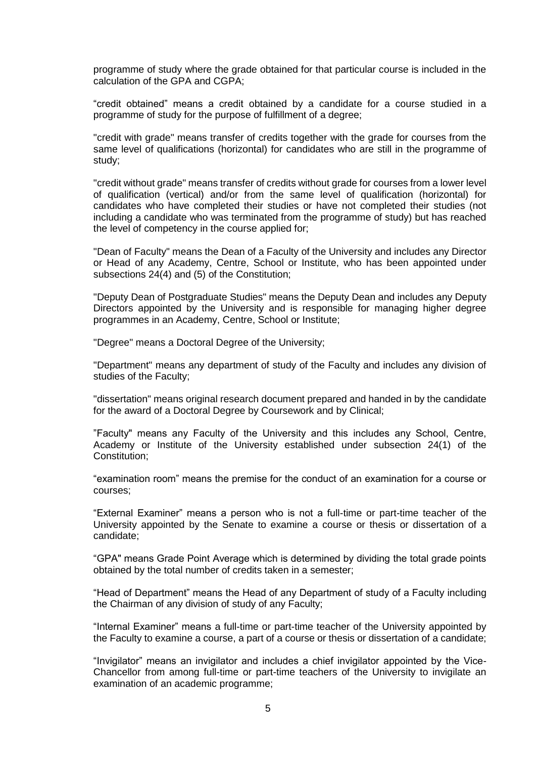programme of study where the grade obtained for that particular course is included in the calculation of the GPA and CGPA;

“credit obtained” means a credit obtained by a candidate for a course studied in a programme of study for the purpose of fulfillment of a degree;

"credit with grade" means transfer of credits together with the grade for courses from the same level of qualifications (horizontal) for candidates who are still in the programme of study;

"credit without grade" means transfer of credits without grade for courses from a lower level of qualification (vertical) and/or from the same level of qualification (horizontal) for candidates who have completed their studies or have not completed their studies (not including a candidate who was terminated from the programme of study) but has reached the level of competency in the course applied for;

"Dean of Faculty" means the Dean of a Faculty of the University and includes any Director or Head of any Academy, Centre, School or Institute, who has been appointed under subsections 24(4) and (5) of the Constitution;

"Deputy Dean of Postgraduate Studies" means the Deputy Dean and includes any Deputy Directors appointed by the University and is responsible for managing higher degree programmes in an Academy, Centre, School or Institute;

"Degree" means a Doctoral Degree of the University;

"Department" means any department of study of the Faculty and includes any division of studies of the Faculty;

"dissertation" means original research document prepared and handed in by the candidate for the award of a Doctoral Degree by Coursework and by Clinical;

”Faculty" means any Faculty of the University and this includes any School, Centre, Academy or Institute of the University established under subsection 24(1) of the Constitution;

“examination room” means the premise for the conduct of an examination for a course or courses;

“External Examiner” means a person who is not a full-time or part-time teacher of the University appointed by the Senate to examine a course or thesis or dissertation of a candidate;

“GPA" means Grade Point Average which is determined by dividing the total grade points obtained by the total number of credits taken in a semester;

“Head of Department” means the Head of any Department of study of a Faculty including the Chairman of any division of study of any Faculty;

“Internal Examiner” means a full-time or part-time teacher of the University appointed by the Faculty to examine a course, a part of a course or thesis or dissertation of a candidate;

“Invigilator” means an invigilator and includes a chief invigilator appointed by the Vice-Chancellor from among full-time or part-time teachers of the University to invigilate an examination of an academic programme;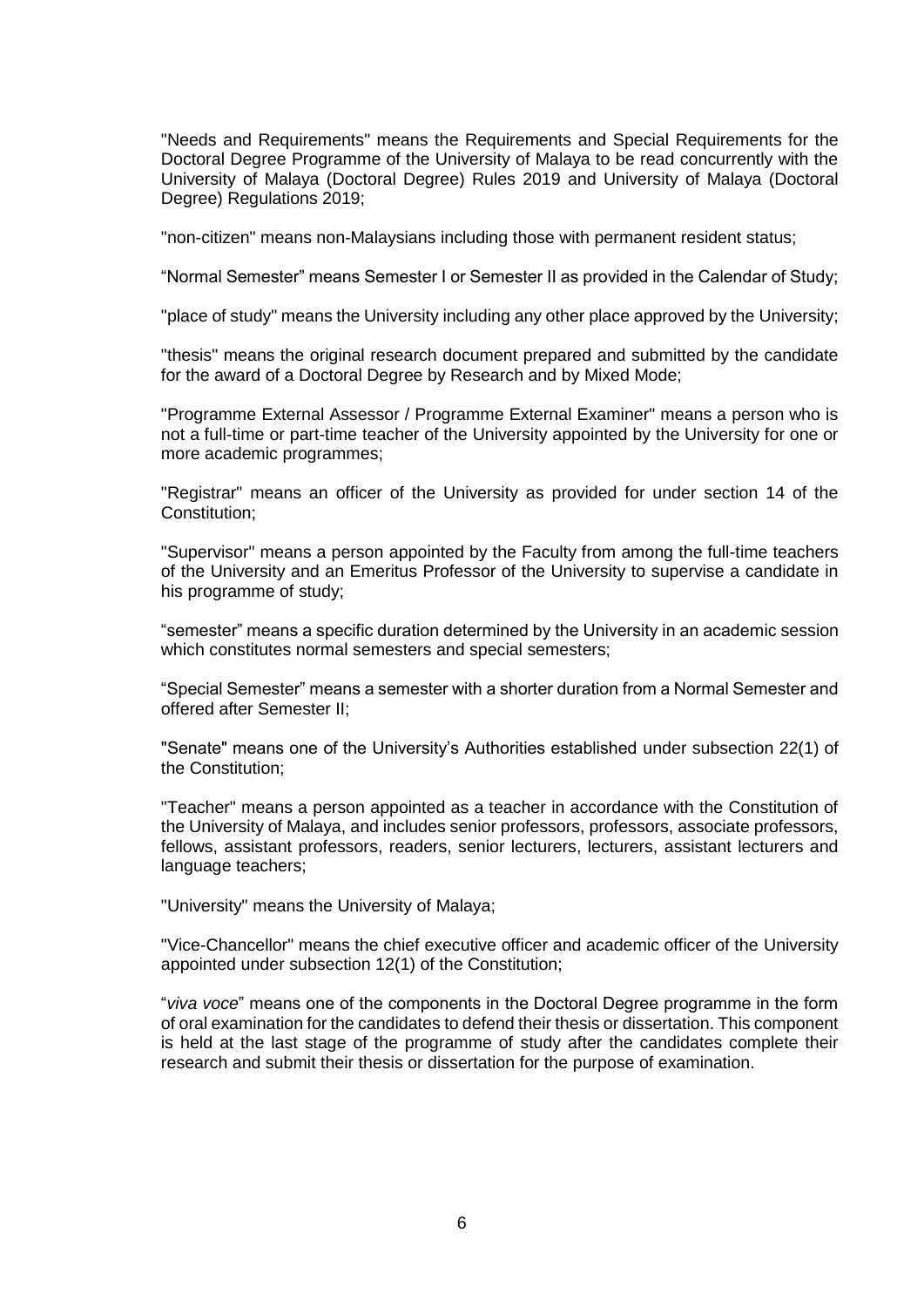"Needs and Requirements" means the Requirements and Special Requirements for the Doctoral Degree Programme of the University of Malaya to be read concurrently with the University of Malaya (Doctoral Degree) Rules 2019 and University of Malaya (Doctoral Degree) Regulations 2019;

"non-citizen" means non-Malaysians including those with permanent resident status;

"Normal Semester" means Semester I or Semester II as provided in the Calendar of Study;

"place of study" means the University including any other place approved by the University;

"thesis" means the original research document prepared and submitted by the candidate for the award of a Doctoral Degree by Research and by Mixed Mode;

"Programme External Assessor / Programme External Examiner" means a person who is not a full-time or part-time teacher of the University appointed by the University for one or more academic programmes;

"Registrar" means an officer of the University as provided for under section 14 of the Constitution;

"Supervisor" means a person appointed by the Faculty from among the full-time teachers of the University and an Emeritus Professor of the University to supervise a candidate in his programme of study;

"semester" means a specific duration determined by the University in an academic session which constitutes normal semesters and special semesters;

"Special Semester" means a semester with a shorter duration from a Normal Semester and offered after Semester II;

"Senate" means one of the University's Authorities established under subsection 22(1) of the Constitution;

"Teacher" means a person appointed as a teacher in accordance with the Constitution of the University of Malaya, and includes senior professors, professors, associate professors, fellows, assistant professors, readers, senior lecturers, lecturers, assistant lecturers and language teachers;

"University" means the University of Malaya;

"Vice-Chancellor" means the chief executive officer and academic officer of the University appointed under subsection 12(1) of the Constitution;

"*viva voce*" means one of the components in the Doctoral Degree programme in the form of oral examination for the candidates to defend their thesis or dissertation. This component is held at the last stage of the programme of study after the candidates complete their research and submit their thesis or dissertation for the purpose of examination.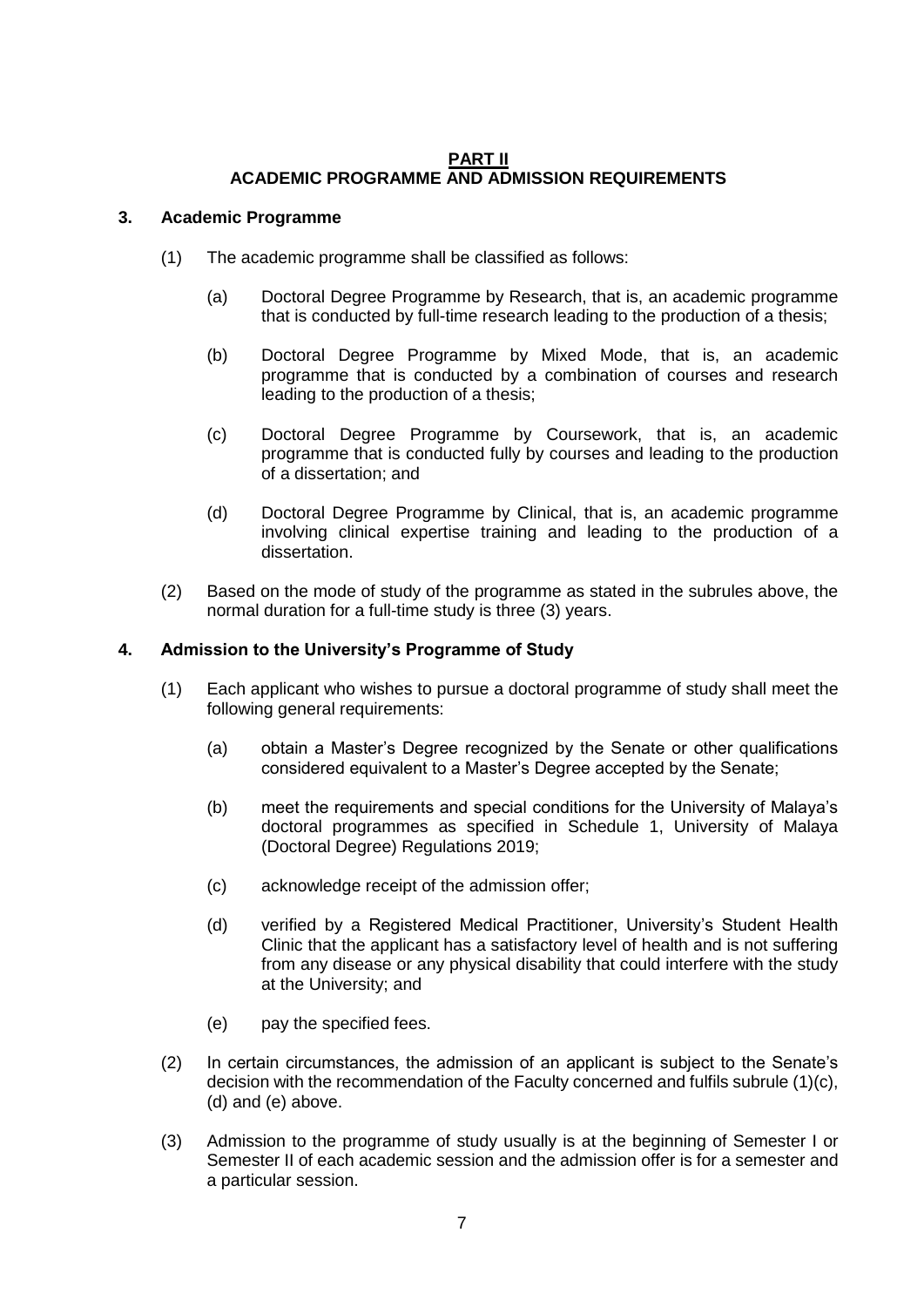## PART II
## ACADEMIC PROGRAMME AND ADMISSION REQUIREMENTS

### 3. Academic Programme

(1) The academic programme shall be classified as follows:

(a) Doctoral Degree Programme by Research, that is, an academic programme that is conducted by full-time research leading to the production of a thesis;

(b) Doctoral Degree Programme by Mixed Mode, that is, an academic programme that is conducted by a combination of courses and research leading to the production of a thesis;

(c) Doctoral Degree Programme by Coursework, that is, an academic programme that is conducted fully by courses and leading to the production of a dissertation; and

(d) Doctoral Degree Programme by Clinical, that is, an academic programme involving clinical expertise training and leading to the production of a dissertation.

(2) Based on the mode of study of the programme as stated in the subrules above, the normal duration for a full-time study is three (3) years.

### 4. Admission to the University's Programme of Study

(1) Each applicant who wishes to pursue a doctoral programme of study shall meet the following general requirements:

(a) obtain a Master's Degree recognized by the Senate or other qualifications considered equivalent to a Master's Degree accepted by the Senate;

(b) meet the requirements and special conditions for the University of Malaya's doctoral programmes as specified in Schedule 1, University of Malaya (Doctoral Degree) Regulations 2019;

(c) acknowledge receipt of the admission offer;

(d) verified by a Registered Medical Practitioner, University's Student Health Clinic that the applicant has a satisfactory level of health and is not suffering from any disease or any physical disability that could interfere with the study at the University; and

(e) pay the specified fees.

(2) In certain circumstances, the admission of an applicant is subject to the Senate's decision with the recommendation of the Faculty concerned and fulfils subrule (1)(c), (d) and (e) above.

(3) Admission to the programme of study usually is at the beginning of Semester I or Semester II of each academic session and the admission offer is for a semester and a particular session.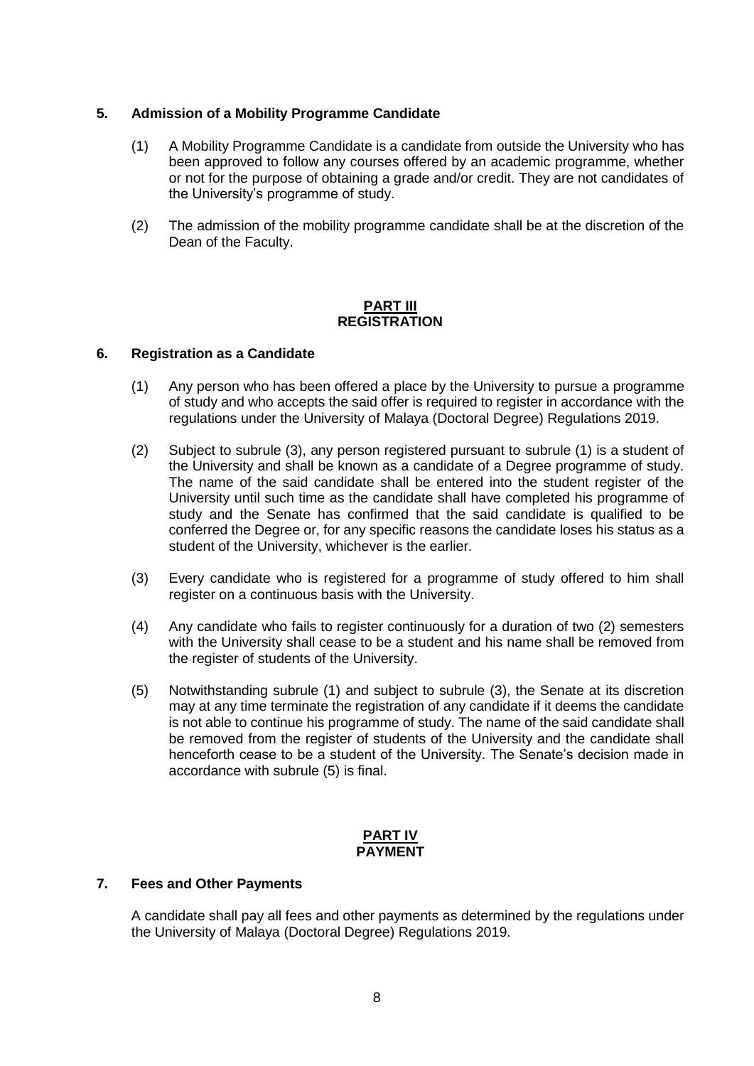### 5. Admission of a Mobility Programme Candidate

(1) A Mobility Programme Candidate is a candidate from outside the University who has been approved to follow any courses offered by an academic programme, whether or not for the purpose of obtaining a grade and/or credit. They are not candidates of the University's programme of study.

(2) The admission of the mobility programme candidate shall be at the discretion of the Dean of the Faculty.

## PART III
## REGISTRATION

### 6. Registration as a Candidate

(1) Any person who has been offered a place by the University to pursue a programme of study and who accepts the said offer is required to register in accordance with the regulations under the University of Malaya (Doctoral Degree) Regulations 2019.

(2) Subject to subrule (3), any person registered pursuant to subrule (1) is a student of the University and shall be known as a candidate of a Degree programme of study. The name of the said candidate shall be entered into the student register of the University until such time as the candidate shall have completed his programme of study and the Senate has confirmed that the said candidate is qualified to be conferred the Degree or, for any specific reasons the candidate loses his status as a student of the University, whichever is the earlier.

(3) Every candidate who is registered for a programme of study offered to him shall register on a continuous basis with the University.

(4) Any candidate who fails to register continuously for a duration of two (2) semesters with the University shall cease to be a student and his name shall be removed from the register of students of the University.

(5) Notwithstanding subrule (1) and subject to subrule (3), the Senate at its discretion may at any time terminate the registration of any candidate if it deems the candidate is not able to continue his programme of study. The name of the said candidate shall be removed from the register of students of the University and the candidate shall henceforth cease to be a student of the University. The Senate's decision made in accordance with subrule (5) is final.

## PART IV
## PAYMENT

### 7. Fees and Other Payments

A candidate shall pay all fees and other payments as determined by the regulations under the University of Malaya (Doctoral Degree) Regulations 2019.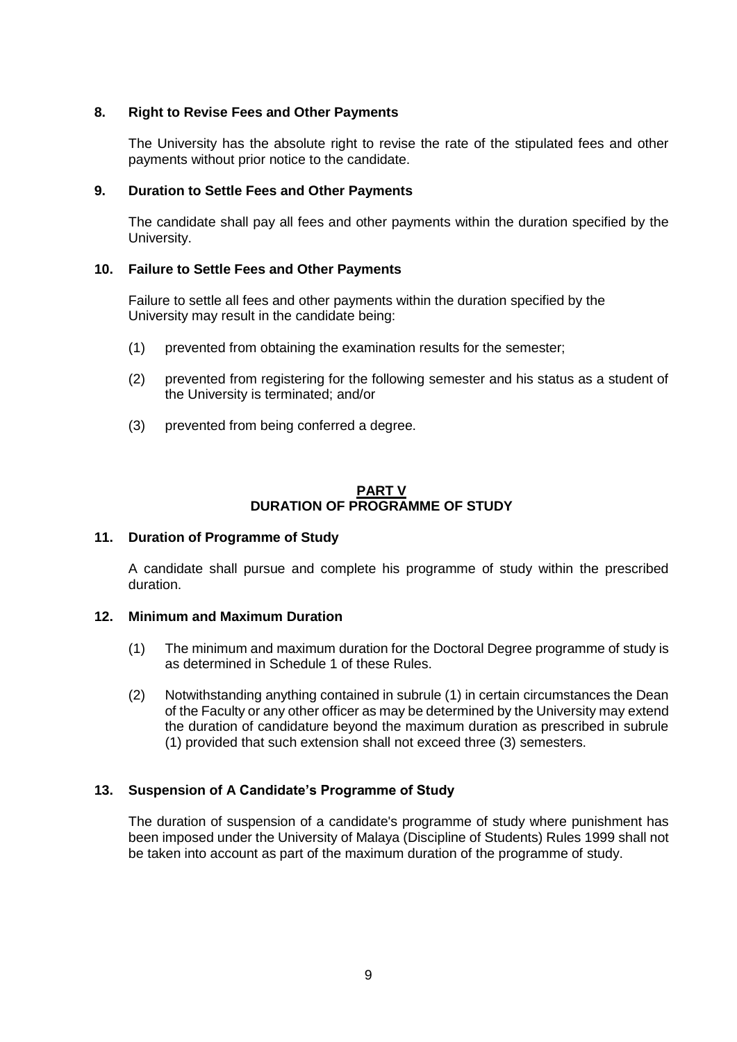**8. Right to Revise Fees and Other Payments**

The University has the absolute right to revise the rate of the stipulated fees and other payments without prior notice to the candidate.

**9. Duration to Settle Fees and Other Payments**

The candidate shall pay all fees and other payments within the duration specified by the University.

**10. Failure to Settle Fees and Other Payments**

Failure to settle all fees and other payments within the duration specified by the University may result in the candidate being:

(1) prevented from obtaining the examination results for the semester;

(2) prevented from registering for the following semester and his status as a student of the University is terminated; and/or

(3) prevented from being conferred a degree.

## PART V
## DURATION OF PROGRAMME OF STUDY

**11. Duration of Programme of Study**

A candidate shall pursue and complete his programme of study within the prescribed duration.

**12. Minimum and Maximum Duration**

(1) The minimum and maximum duration for the Doctoral Degree programme of study is as determined in Schedule 1 of these Rules.

(2) Notwithstanding anything contained in subrule (1) in certain circumstances the Dean of the Faculty or any other officer as may be determined by the University may extend the duration of candidature beyond the maximum duration as prescribed in subrule (1) provided that such extension shall not exceed three (3) semesters.

**13. Suspension of A Candidate's Programme of Study**

The duration of suspension of a candidate's programme of study where punishment has been imposed under the University of Malaya (Discipline of Students) Rules 1999 shall not be taken into account as part of the maximum duration of the programme of study.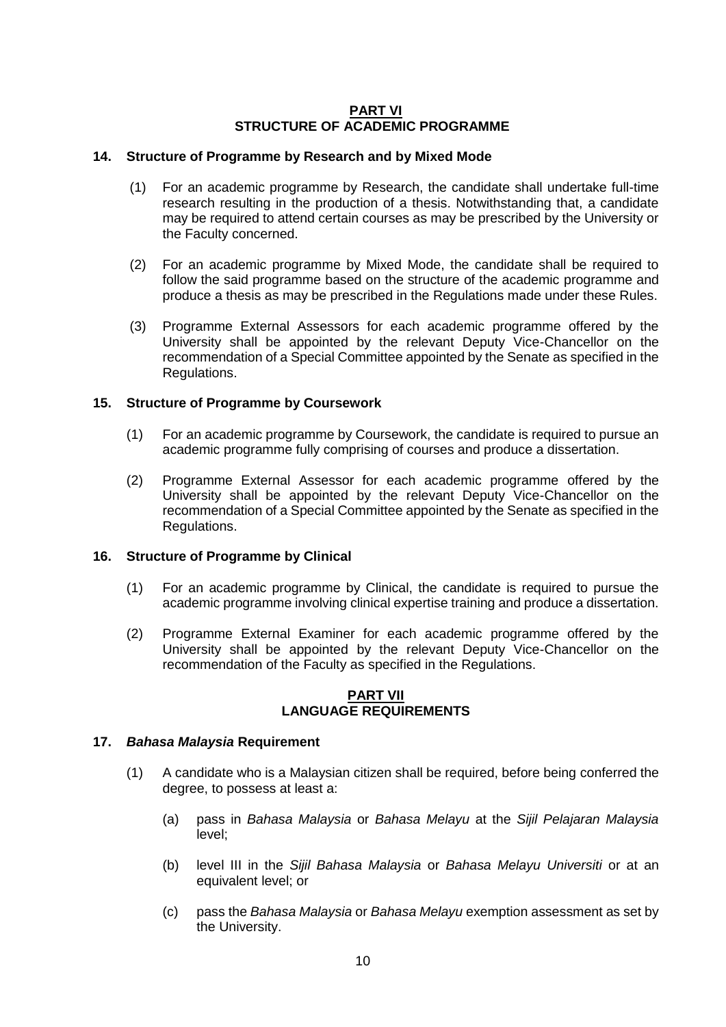## PART VI
## STRUCTURE OF ACADEMIC PROGRAMME

### 14. Structure of Programme by Research and by Mixed Mode

(1) For an academic programme by Research, the candidate shall undertake full-time research resulting in the production of a thesis. Notwithstanding that, a candidate may be required to attend certain courses as may be prescribed by the University or the Faculty concerned.

(2) For an academic programme by Mixed Mode, the candidate shall be required to follow the said programme based on the structure of the academic programme and produce a thesis as may be prescribed in the Regulations made under these Rules.

(3) Programme External Assessors for each academic programme offered by the University shall be appointed by the relevant Deputy Vice-Chancellor on the recommendation of a Special Committee appointed by the Senate as specified in the Regulations.

### 15. Structure of Programme by Coursework

(1) For an academic programme by Coursework, the candidate is required to pursue an academic programme fully comprising of courses and produce a dissertation.

(2) Programme External Assessor for each academic programme offered by the University shall be appointed by the relevant Deputy Vice-Chancellor on the recommendation of a Special Committee appointed by the Senate as specified in the Regulations.

### 16. Structure of Programme by Clinical

(1) For an academic programme by Clinical, the candidate is required to pursue the academic programme involving clinical expertise training and produce a dissertation.

(2) Programme External Examiner for each academic programme offered by the University shall be appointed by the relevant Deputy Vice-Chancellor on the recommendation of the Faculty as specified in the Regulations.

## PART VII
## LANGUAGE REQUIREMENTS

### 17. *Bahasa Malaysia* Requirement

(1) A candidate who is a Malaysian citizen shall be required, before being conferred the degree, to possess at least a:

(a) pass in *Bahasa Malaysia* or *Bahasa Melayu* at the *Sijil Pelajaran Malaysia* level;

(b) level III in the *Sijil Bahasa Malaysia* or *Bahasa Melayu Universiti* or at an equivalent level; or

(c) pass the *Bahasa Malaysia* or *Bahasa Melayu* exemption assessment as set by the University.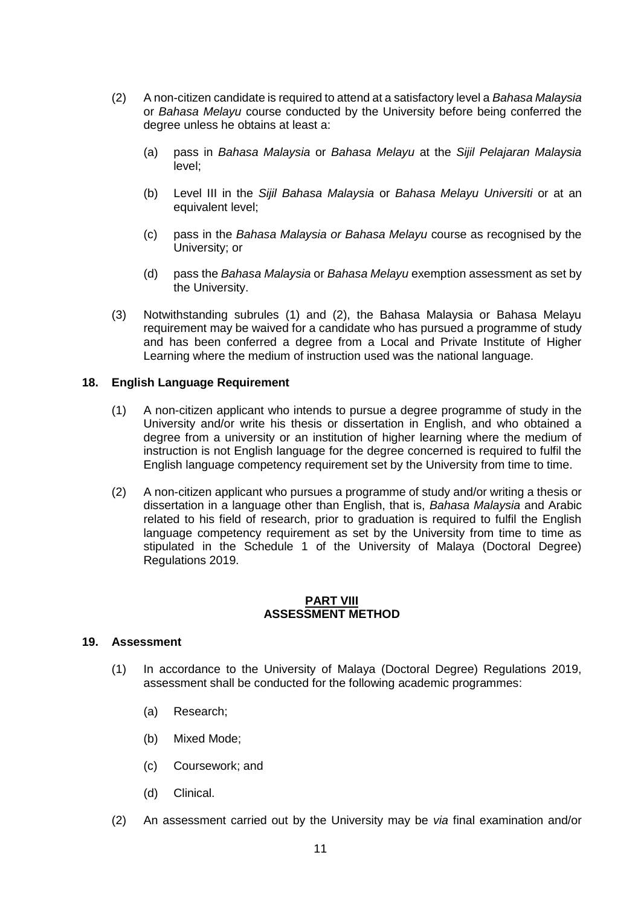(2) A non-citizen candidate is required to attend at a satisfactory level a *Bahasa Malaysia* or *Bahasa Melayu* course conducted by the University before being conferred the degree unless he obtains at least a:

   (a) pass in *Bahasa Malaysia* or *Bahasa Melayu* at the *Sijil Pelajaran Malaysia* level;

   (b) Level III in the *Sijil Bahasa Malaysia* or *Bahasa Melayu Universiti* or at an equivalent level;

   (c) pass in the *Bahasa Malaysia or Bahasa Melayu* course as recognised by the University; or

   (d) pass the *Bahasa Malaysia* or *Bahasa Melayu* exemption assessment as set by the University.

(3) Notwithstanding subrules (1) and (2), the Bahasa Malaysia or Bahasa Melayu requirement may be waived for a candidate who has pursued a programme of study and has been conferred a degree from a Local and Private Institute of Higher Learning where the medium of instruction used was the national language.

**18. English Language Requirement**

(1) A non-citizen applicant who intends to pursue a degree programme of study in the University and/or write his thesis or dissertation in English, and who obtained a degree from a university or an institution of higher learning where the medium of instruction is not English language for the degree concerned is required to fulfil the English language competency requirement set by the University from time to time.

(2) A non-citizen applicant who pursues a programme of study and/or writing a thesis or dissertation in a language other than English, that is, *Bahasa Malaysia* and Arabic related to his field of research, prior to graduation is required to fulfil the English language competency requirement as set by the University from time to time as stipulated in the Schedule 1 of the University of Malaya (Doctoral Degree) Regulations 2019.

## PART VIII
## ASSESSMENT METHOD

**19. Assessment**

(1) In accordance to the University of Malaya (Doctoral Degree) Regulations 2019, assessment shall be conducted for the following academic programmes:

   (a) Research;

   (b) Mixed Mode;

   (c) Coursework; and

   (d) Clinical.

(2) An assessment carried out by the University may be *via* final examination and/or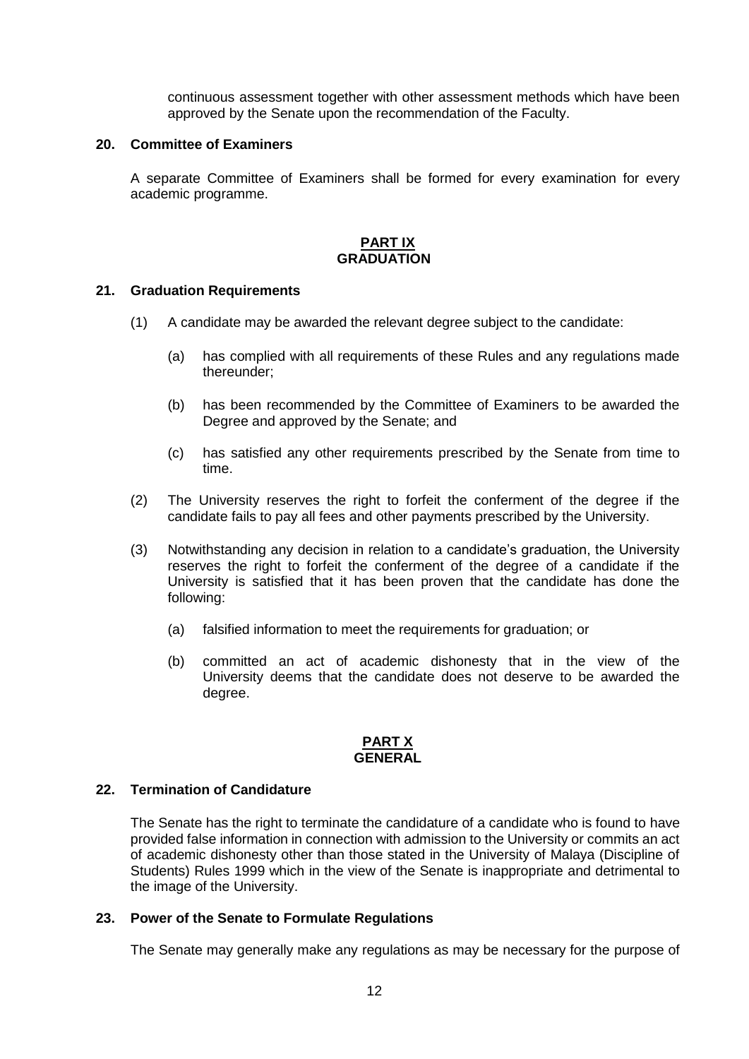continuous assessment together with other assessment methods which have been approved by the Senate upon the recommendation of the Faculty.

### 20. Committee of Examiners

A separate Committee of Examiners shall be formed for every examination for every academic programme.

## PART IX
## GRADUATION

### 21. Graduation Requirements

(1) A candidate may be awarded the relevant degree subject to the candidate:

(a) has complied with all requirements of these Rules and any regulations made thereunder;

(b) has been recommended by the Committee of Examiners to be awarded the Degree and approved by the Senate; and

(c) has satisfied any other requirements prescribed by the Senate from time to time.

(2) The University reserves the right to forfeit the conferment of the degree if the candidate fails to pay all fees and other payments prescribed by the University.

(3) Notwithstanding any decision in relation to a candidate's graduation, the University reserves the right to forfeit the conferment of the degree of a candidate if the University is satisfied that it has been proven that the candidate has done the following:

(a) falsified information to meet the requirements for graduation; or

(b) committed an act of academic dishonesty that in the view of the University deems that the candidate does not deserve to be awarded the degree.

## PART X
## GENERAL

### 22. Termination of Candidature

The Senate has the right to terminate the candidature of a candidate who is found to have provided false information in connection with admission to the University or commits an act of academic dishonesty other than those stated in the University of Malaya (Discipline of Students) Rules 1999 which in the view of the Senate is inappropriate and detrimental to the image of the University.

### 23. Power of the Senate to Formulate Regulations

The Senate may generally make any regulations as may be necessary for the purpose of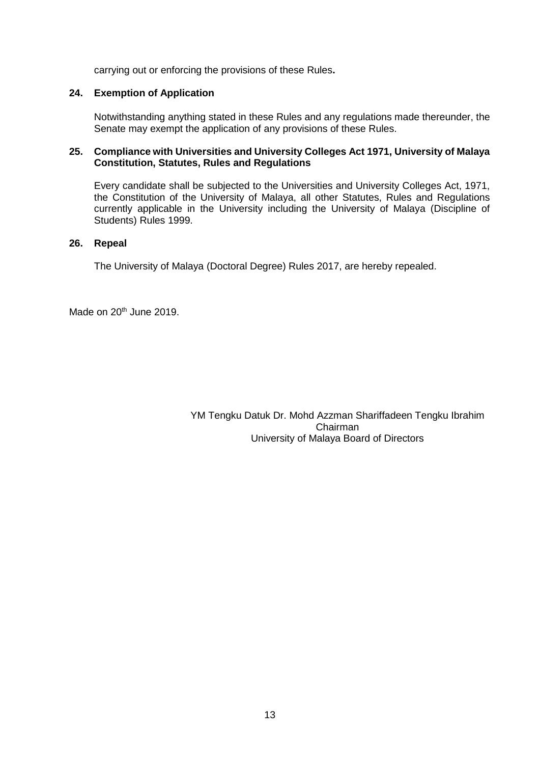carrying out or enforcing the provisions of these Rules**.**

**24. Exemption of Application**

Notwithstanding anything stated in these Rules and any regulations made thereunder, the Senate may exempt the application of any provisions of these Rules.

**25. Compliance with Universities and University Colleges Act 1971, University of Malaya Constitution, Statutes, Rules and Regulations**

Every candidate shall be subjected to the Universities and University Colleges Act, 1971, the Constitution of the University of Malaya, all other Statutes, Rules and Regulations currently applicable in the University including the University of Malaya (Discipline of Students) Rules 1999.

**26. Repeal**

The University of Malaya (Doctoral Degree) Rules 2017, are hereby repealed.

Made on 20th June 2019.

YM Tengku Datuk Dr. Mohd Azzman Shariffadeen Tengku Ibrahim
Chairman
University of Malaya Board of Directors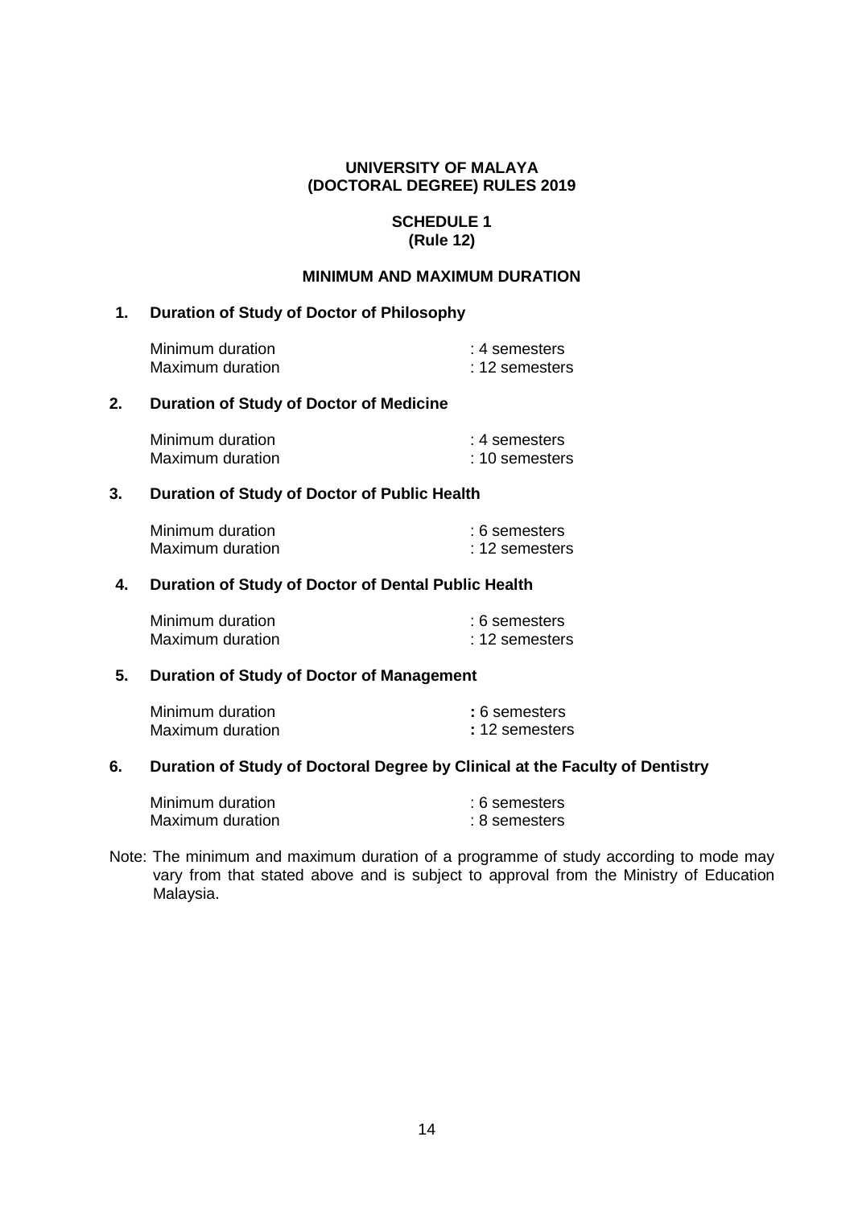**UNIVERSITY OF MALAYA**
**(DOCTORAL DEGREE) RULES 2019**

**SCHEDULE 1**
**(Rule 12)**

**MINIMUM AND MAXIMUM DURATION**

**1. Duration of Study of Doctor of Philosophy**

Minimum duration : 4 semesters
Maximum duration : 12 semesters

**2. Duration of Study of Doctor of Medicine**

Minimum duration : 4 semesters
Maximum duration : 10 semesters

**3. Duration of Study of Doctor of Public Health**

Minimum duration : 6 semesters
Maximum duration : 12 semesters

**4. Duration of Study of Doctor of Dental Public Health**

Minimum duration : 6 semesters
Maximum duration : 12 semesters

**5. Duration of Study of Doctor of Management**

Minimum duration **:** 6 semesters
Maximum duration **:** 12 semesters

**6. Duration of Study of Doctoral Degree by Clinical at the Faculty of Dentistry**

Minimum duration : 6 semesters
Maximum duration : 8 semesters

Note: The minimum and maximum duration of a programme of study according to mode may vary from that stated above and is subject to approval from the Ministry of Education Malaysia.